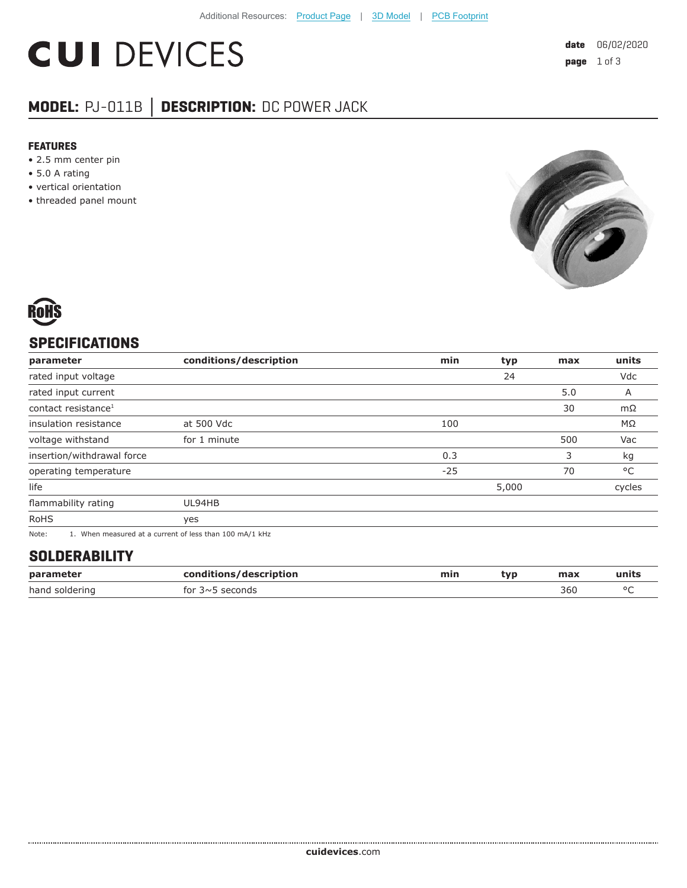Additional Resources: Product Page | 3D Model | PCB Footprint

# CUI DEVICES

**date** 06/02/2020

## MODEL: PJ-011B │ DESCRIPTION: DC POWER JACK

### FEATURES

- 2.5 mm center pin
- 5.0 A rating
- vertical orientation
- threaded panel mount

RoHS

## SPECIFICATIONS

| parameter | conditions/description | min | typ | max | units |
|---|---|---|---|---|---|
| rated input voltage | | | 24 | | Vdc |
| rated input current | | | | 5.0 | A |
| contact resistance[1] | | | | 30 | mΩ |
| insulation resistance | at 500 Vdc | 100 | | | MΩ |
| voltage withstand | for 1 minute | | | 500 | Vac |
| insertion/withdrawal force | | 0.3 | | 3 | kg |
| operating temperature | | -25 | | 70 | °C |
| life | | | 5,000 | | cycles |
| flammability rating | UL94HB | | | | |
| RoHS | yes | | | | |

Note: 1. When measured at a current of less than 100 mA/1 kHz

## SOLDERABILITY

| parameter | conditions/description | min | typ | max | units |
|---|---|---|---|---|---|
| hand soldering | for 3~5 seconds | | | 360 | °C |

**cuidevices**.com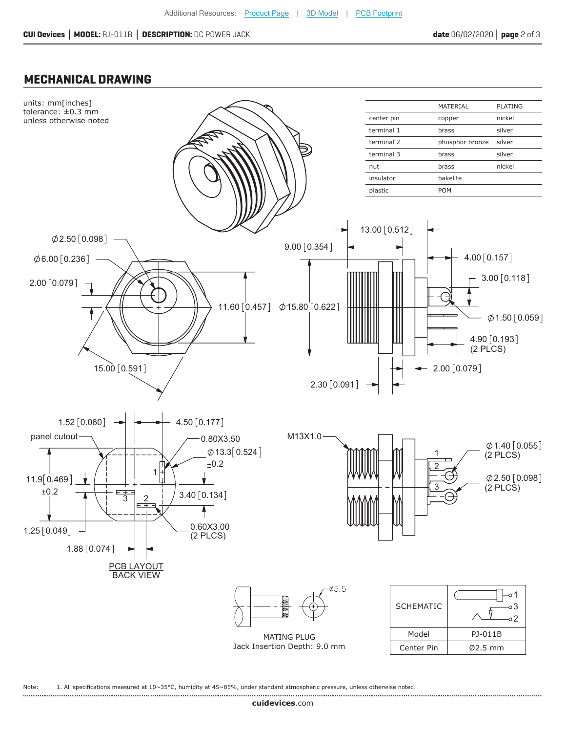## MECHANICAL DRAWING

units: mm[inches]
tolerance: ±0.3 mm
unless otherwise noted

| | MATERIAL | PLATING |
|---|---|---|
| center pin | copper | nickel |
| terminal 1 | brass | silver |
| terminal 2 | phosphor bronze | silver |
| terminal 3 | brass | silver |
| nut | brass | nickel |
| insulator | bakelite | |
| plastic | POM | |

Ø2.50 [0.098]
Ø6.00 [0.236]
2.00 [0.079]
11.60 [0.457]
15.00 [0.591]

13.00 [0.512]
9.00 [0.354]
4.00 [0.157]
3.00 [0.118]
Ø15.80 [0.622]
Ø1.50 [0.059]
4.90 [0.193] (2 PLCS)
2.00 [0.079]
2.30 [0.091]

1.52 [0.060]
4.50 [0.177]
panel cutout
0.80X3.50
Ø13.3 [0.524] ±0.2
11.9 [0.469] ±0.2
3.40 [0.134]
1.25 [0.049]
0.60X3.00 (2 PLCS)
1.88 [0.074]

PCB LAYOUT
BACK VIEW

M13X1.0
Ø1.40 [0.055] (2 PLCS)
Ø2.50 [0.098] (2 PLCS)

ø5.5

MATING PLUG
Jack Insertion Depth: 9.0 mm

| SCHEMATIC | |
|---|---|
| Model | PJ-011B |
| Center Pin | Ø2.5 mm |

Note: 1. All specifications measured at 10~35°C, humidity at 45~85%, under standard atmospheric pressure, unless otherwise noted.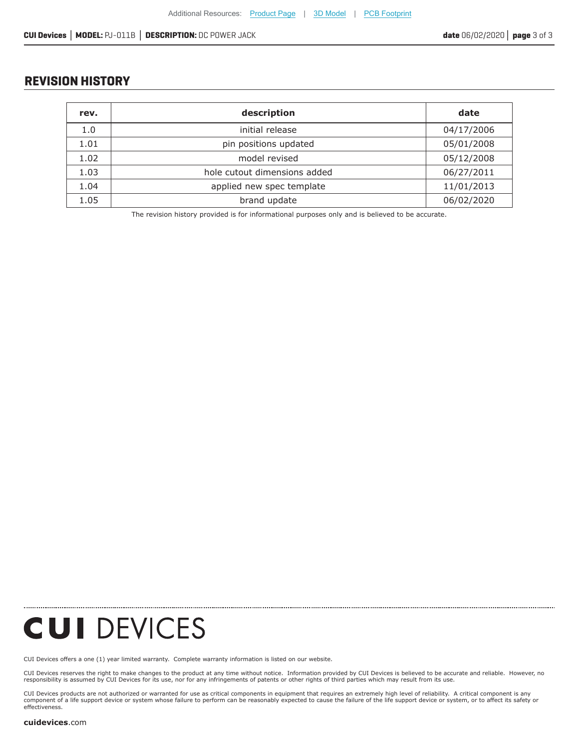## REVISION HISTORY

| rev. | description | date |
|---|---|---|
| 1.0 | initial release | 04/17/2006 |
| 1.01 | pin positions updated | 05/01/2008 |
| 1.02 | model revised | 05/12/2008 |
| 1.03 | hole cutout dimensions added | 06/27/2011 |
| 1.04 | applied new spec template | 11/01/2013 |
| 1.05 | brand update | 06/02/2020 |

The revision history provided is for informational purposes only and is believed to be accurate.

**CUI** DEVICES

CUI Devices offers a one (1) year limited warranty. Complete warranty information is listed on our website.

CUI Devices reserves the right to make changes to the product at any time without notice. Information provided by CUI Devices is believed to be accurate and reliable. However, no responsibility is assumed by CUI Devices for its use, nor for any infringements of patents or other rights of third parties which may result from its use.

CUI Devices products are not authorized or warranted for use as critical components in equipment that requires an extremely high level of reliability. A critical component is any component of a life support device or system whose failure to perform can be reasonably expected to cause the failure of the life support device or system, or to affect its safety or effectiveness.

**cuidevices**.com